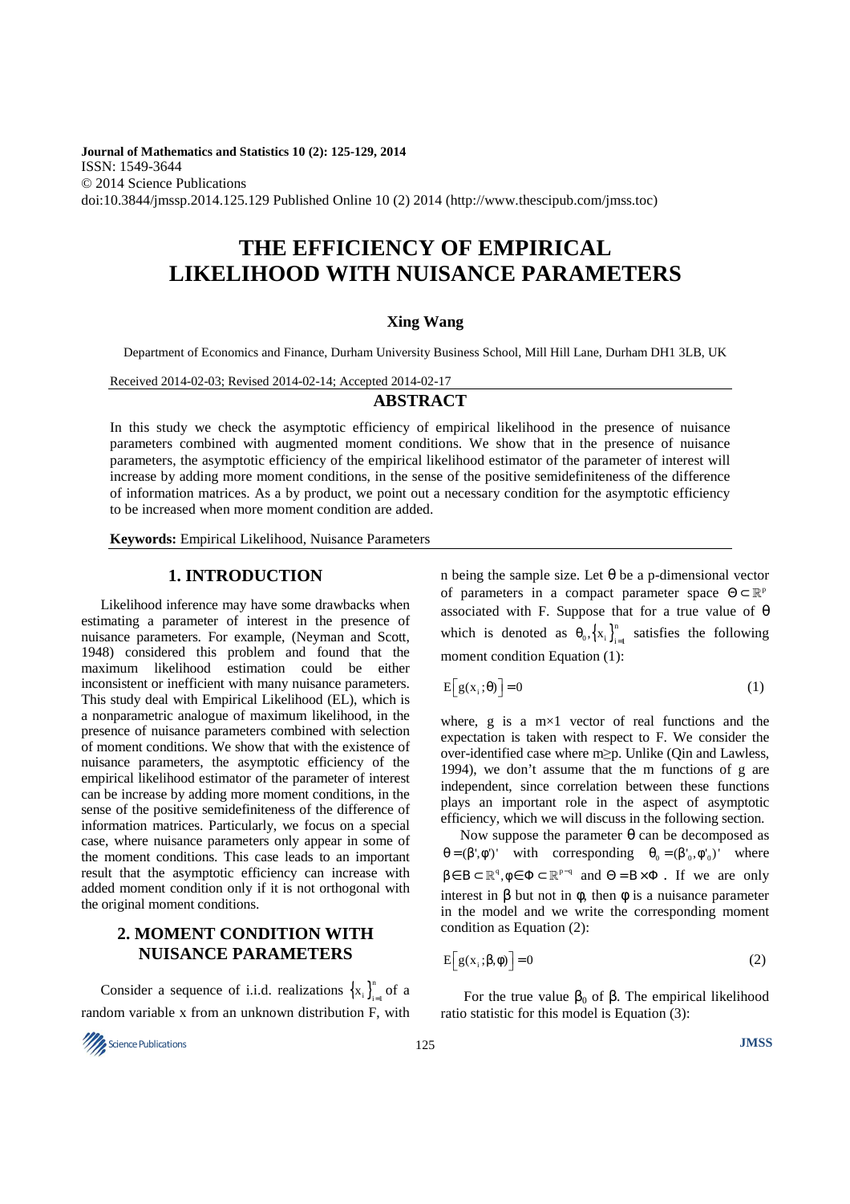Journal of Mathematics and Statistics 10 (2): 125-129, 2014
ISSN: 1549-3644
© 2014 Science Publications
doi:10.3844/jmssp.2014.125.129 Published Online 10 (2) 2014 (http://www.thescipub.com/jmss.toc)

# THE EFFICIENCY OF EMPIRICAL LIKELIHOOD WITH NUISANCE PARAMETERS

**Xing Wang**

Department of Economics and Finance, Durham University Business School, Mill Hill Lane, Durham DH1 3LB, UK

Received 2014-02-03; Revised 2014-02-14; Accepted 2014-02-17

## ABSTRACT

In this study we check the asymptotic efficiency of empirical likelihood in the presence of nuisance parameters combined with augmented moment conditions. We show that in the presence of nuisance parameters, the asymptotic efficiency of the empirical likelihood estimator of the parameter of interest will increase by adding more moment conditions, in the sense of the positive semidefiniteness of the difference of information matrices. As a by product, we point out a necessary condition for the asymptotic efficiency to be increased when more moment condition are added.

**Keywords:** Empirical Likelihood, Nuisance Parameters

## 1. INTRODUCTION

Likelihood inference may have some drawbacks when estimating a parameter of interest in the presence of nuisance parameters. For example, (Neyman and Scott, 1948) considered this problem and found that the maximum likelihood estimation could be either inconsistent or inefficient with many nuisance parameters. This study deal with Empirical Likelihood (EL), which is a nonparametric analogue of maximum likelihood, in the presence of nuisance parameters combined with selection of moment conditions. We show that with the existence of nuisance parameters, the asymptotic efficiency of the empirical likelihood estimator of the parameter of interest can be increase by adding more moment conditions, in the sense of the positive semidefiniteness of the difference of information matrices. Particularly, we focus on a special case, where nuisance parameters only appear in some of the moment conditions. This case leads to an important result that the asymptotic efficiency can increase with added moment condition only if it is not orthogonal with the original moment conditions.

## 2. MOMENT CONDITION WITH NUISANCE PARAMETERS

Consider a sequence of i.i.d. realizations $\{x_i\}_{i=1}^{n}$ of a random variable x from an unknown distribution F, with n being the sample size. Let $\theta$ be a p-dimensional vector of parameters in a compact parameter space $\Theta \subset \mathbb{R}^p$ associated with F. Suppose that for a true value of $\theta$ which is denoted as $\theta_0, \{x_i\}_{i=1}^{n}$ satisfies the following moment condition Equation (1):

$$E\left[g(x_i;\theta)\right] = 0 \tag{1}$$

where, g is a m×1 vector of real functions and the expectation is taken with respect to F. We consider the over-identified case where m≥p. Unlike (Qin and Lawless, 1994), we don't assume that the m functions of g are independent, since correlation between these functions plays an important role in the aspect of asymptotic efficiency, which we will discuss in the following section.

Now suppose the parameter $\theta$ can be decomposed as $\theta = (\beta', \phi')'$ with corresponding $\theta_0 = (\beta'_0, \phi'_0)'$ where $\beta \in B \subset \mathbb{R}^q, \phi \in \Phi \subset \mathbb{R}^{p-q}$ and $\Theta = B \times \Phi$. If we are only interest in $\beta$ but not in $\phi$, then $\phi$ is a nuisance parameter in the model and we write the corresponding moment condition as Equation (2):

$$E\left[g(x_i;\beta,\phi)\right] = 0 \tag{2}$$

For the true value $\beta_0$ of $\beta$. The empirical likelihood ratio statistic for this model is Equation (3):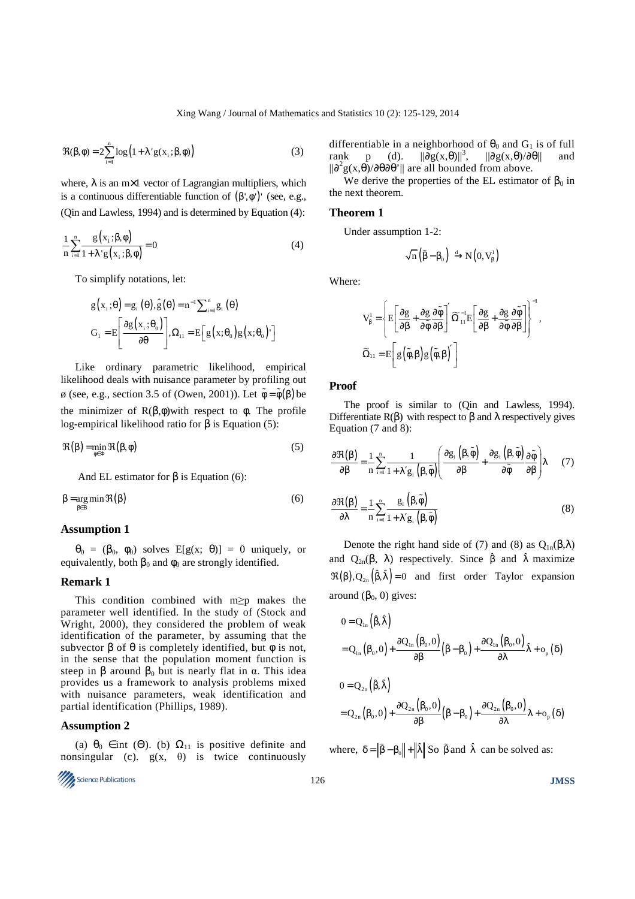$$\Re(\beta,\phi) = 2\sum_{i=1}^{n}\log\left(1+\lambda' g(x_i;\beta,\phi)\right) \tag{3}$$

where, $\lambda$ is an $m\times 1$ vector of Lagrangian multipliers, which is a continuous differentiable function of $(\beta',\phi')'$ (see, e.g., (Qin and Lawless, 1994) and is determined by Equation (4):

$$\frac{1}{n}\sum_{i=1}^{n}\frac{g(x_i;\beta,\phi)}{1+\lambda' g(x_i;\beta,\phi)} = 0 \tag{4}$$

To simplify notations, let:

$$g(x_i;\theta) = g_i(\theta), \hat{g}(\theta) = n^{-1}\sum_{i=1}^{n} g_i(\theta)$$

$$G_1 = E\left[\frac{\partial g(x_i;\theta_0)}{\partial\theta}\right], \Omega_{11} = E\left[g(x;\theta_0)g(x;\theta_0)'\right]$$

Like ordinary parametric likelihood, empirical likelihood deals with nuisance parameter by profiling out ø (see, e.g., section 3.5 of (Owen, 2001)). Let $\tilde{\phi} = \tilde{\phi}(\beta)$ be the minimizer of $R(\beta,\phi)$ with respect to $\phi$. The profile log-empirical likelihood ratio for $\beta$ is Equation (5):

$$\Re(\beta) = \min_{\phi\in\Phi}\Re(\beta,\phi) \tag{5}$$

And EL estimator for $\beta$ is Equation (6):

$$\beta = \arg\min_{\beta\in B}\Re(\beta) \tag{6}$$

### Assumption 1

$\theta_0 = (\beta_0, \phi_0)$ solves $E[g(x;\theta)] = 0$ uniquely, or equivalently, both $\beta_0$ and $\phi_0$ are strongly identified.

### Remark 1

This condition combined with $m\geq p$ makes the parameter well identified. In the study of (Stock and Wright, 2000), they considered the problem of weak identification of the parameter, by assuming that the subvector $\beta$ of $\theta$ is completely identified, but $\phi$ is not, in the sense that the population moment function is steep in $\beta$ around $\beta_0$ but is nearly flat in $\alpha$. This idea provides us a framework to analysis problems mixed with nuisance parameters, weak identification and partial identification (Phillips, 1989).

### Assumption 2

(a) $\theta_0 \in \text{int}(\Theta)$. (b) $\Omega_{11}$ is positive definite and nonsingular (c). $g(x, \theta)$ is twice continuously differentiable in a neighborhood of $\theta_0$ and $G_1$ is of full rank p (d). $\|\partial g(x,\theta)\|^3$, $\|\partial g(x,\theta)/\partial\theta\|$ and $\|\partial^2 g(x,\theta)/\partial\theta\partial\theta'\|$ are all bounded from above.

We derive the properties of the EL estimator of $\beta_0$ in the next theorem.

### Theorem 1

Under assumption 1-2:

$$\sqrt{n}\left(\tilde{\beta}-\beta_0\right) \xrightarrow{d} N\left(0, V_\beta^1\right)$$

Where:

$$V_\beta^1 = \left\{E\left[\frac{\partial g}{\partial\beta}+\frac{\partial g}{\partial\tilde{\phi}}\frac{\partial\tilde{\phi}}{\partial\beta}\right]'\tilde{\Omega}_{11}^{-1}E\left[\frac{\partial g}{\partial\beta}+\frac{\partial g}{\partial\tilde{\phi}}\frac{\partial\tilde{\phi}}{\partial\beta}\right]\right\}^{-1},$$

$$\tilde{\Omega}_{11} = E\left[g(\tilde{\phi},\beta)g(\tilde{\phi},\beta)'\right]$$

### Proof

The proof is similar to (Qin and Lawless, 1994). Differentiate $R(\beta)$ with respect to $\beta$ and $\lambda$ respectively gives Equation (7 and 8):

$$\frac{\partial\Re(\beta)}{\partial\beta} = \frac{1}{n}\sum_{i=1}^{n}\frac{1}{1+\lambda' g_i(\beta,\tilde{\phi})}\left(\frac{\partial g_i(\beta,\tilde{\phi})}{\partial\beta}+\frac{\partial g_i(\beta,\tilde{\phi})}{\partial\tilde{\phi}}\frac{\partial\tilde{\phi}}{\partial\beta}\right)\lambda \tag{7}$$

$$\frac{\partial\Re(\beta)}{\partial\lambda} = \frac{1}{n}\sum_{i=1}^{n}\frac{g_i(\beta,\tilde{\phi})}{1+\lambda' g_i(\beta,\tilde{\phi})} \tag{8}$$

Denote the right hand side of (7) and (8) as $Q_{1n}(\beta,\lambda)$ and $Q_{2n}(\beta, \lambda)$ respectively. Since $\hat{\beta}$ and $\hat{\lambda}$ maximize $\Re(\beta), Q_{2n}(\hat{\beta},\hat{\lambda}) = 0$ and first order Taylor expansion around $(\beta_0, 0)$ gives:

$$\begin{aligned}
0 &= Q_{1n}(\hat{\beta},\hat{\lambda}) \\
&= Q_{1n}(\beta_0,0) + \frac{\partial Q_{1n}(\beta_0,0)}{\partial\beta}(\tilde{\beta}-\beta_0) + \frac{\partial Q_{1n}(\beta_0,0)}{\partial\lambda}\hat{\lambda} + o_p(\delta)
\end{aligned}$$

$$\begin{aligned}
0 &= Q_{2n}(\hat{\beta},\hat{\lambda}) \\
&= Q_{2n}(\beta_0,0) + \frac{\partial Q_{2n}(\beta_0,0)}{\partial\beta}(\tilde{\beta}-\beta_0) + \frac{\partial Q_{2n}(\beta_0,0)}{\partial\lambda}\lambda + o_p(\delta)
\end{aligned}$$

where, $\delta = \|\tilde{\beta}-\beta_0\| + \|\hat{\lambda}\|$ So $\tilde{\beta}$ and $\hat{\lambda}$ can be solved as: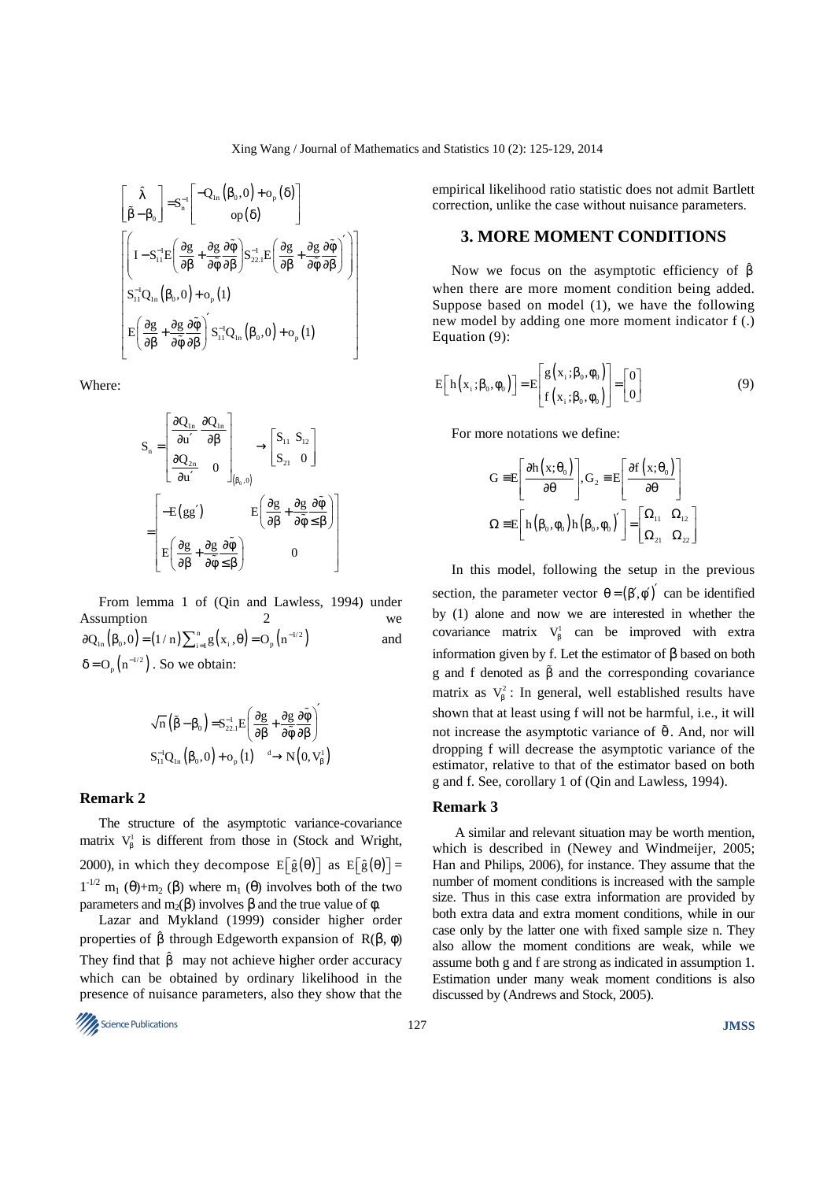$$\begin{bmatrix} \hat{\lambda} \\ \tilde{\beta}-\beta_0 \end{bmatrix} = S_n^{-1} \begin{bmatrix} -Q_{1n}(\beta_0,0)+o_p(\delta) \\ op(\delta) \end{bmatrix}$$

$$\begin{bmatrix} \left( I - S_{11}^{-1} E\left(\frac{\partial g}{\partial \beta}+\frac{\partial g}{\partial \tilde{\varphi}}\frac{\partial \tilde{\varphi}}{\partial \beta}\right) S_{22.1}^{-1} E\left(\frac{\partial g}{\partial \beta}+\frac{\partial g}{\partial \tilde{\varphi}}\frac{\partial \tilde{\varphi}}{\partial \beta}\right)' \right) \\ S_{11}^{-1} Q_{1n}(\beta_0,0)+o_p(1) \\ E\left(\frac{\partial g}{\partial \beta}+\frac{\partial g}{\partial \tilde{\varphi}}\frac{\partial \tilde{\varphi}}{\partial \beta}\right)' S_{11}^{-1} Q_{1n}(\beta_0,0)+o_p(1) \end{bmatrix}$$

Where:

$$S_n = \begin{bmatrix} \frac{\partial Q_{1n}}{\partial u'} & \frac{\partial Q_{1n}}{\partial \beta} \\ \frac{\partial Q_{2n}}{\partial u'} & 0 \end{bmatrix}_{(\beta_0,0)} \rightarrow \begin{bmatrix} S_{11} & S_{12} \\ S_{21} & 0 \end{bmatrix}$$

$$= \begin{bmatrix} -E(gg') & E\left(\frac{\partial g}{\partial \beta}+\frac{\partial g}{\partial \tilde{\varphi}}\frac{\partial \tilde{\varphi}}{\leq \beta}\right) \\ E\left(\frac{\partial g}{\partial \beta}+\frac{\partial g}{\partial \tilde{\varphi}}\frac{\partial \tilde{\varphi}}{\leq \beta}\right) & 0 \end{bmatrix}$$

From lemma 1 of (Qin and Lawless, 1994) under Assumption 2 we $\partial Q_{1n}(\beta_0,0)=(1/n)\sum_{i=1}^{n} g(x_i,\theta)=O_p(n^{-1/2})$ and $\delta = O_p(n^{-1/2})$. So we obtain:

$$\sqrt{n}(\tilde{\beta}-\beta_0) = S_{22.1}^{-1} E\left(\frac{\partial g}{\partial \beta}+\frac{\partial g}{\partial \tilde{\varphi}}\frac{\partial \tilde{\varphi}}{\partial \beta}\right)' S_{11}^{-1} Q_{1n}(\beta_0,0)+o_p(1) \xrightarrow{d} N(0,V_\beta^1)$$

### Remark 2

The structure of the asymptotic variance-covariance matrix $V_\beta^1$ is different from those in (Stock and Wright, 2000), in which they decompose $E[\hat{g}(\theta)]$ as $E[\hat{g}(\theta)] = 1^{-1/2} m_1(\theta)+m_2(\beta)$ where $m_1(\theta)$ involves both of the two parameters and $m_2(\beta)$ involves $\beta$ and the true value of $\phi$.

Lazar and Mykland (1999) consider higher order properties of $\hat{\beta}$ through Edgeworth expansion of $R(\beta, \phi)$. They find that $\hat{\beta}$ may not achieve higher order accuracy which can be obtained by ordinary likelihood in the presence of nuisance parameters, also they show that the empirical likelihood ratio statistic does not admit Bartlett correction, unlike the case without nuisance parameters.

## 3. MORE MOMENT CONDITIONS

Now we focus on the asymptotic efficiency of $\hat{\beta}$ when there are more moment condition being added. Suppose based on model (1), we have the following new model by adding one more moment indicator f (.) Equation (9):

$$E\left[h(x_i;\beta_0,\phi_0)\right] = E\begin{bmatrix} g(x_i;\beta_0,\phi_0) \\ f(x_i;\beta_0,\phi_0) \end{bmatrix} = \begin{bmatrix} 0 \\ 0 \end{bmatrix} \tag{9}$$

For more notations we define:

$$G \equiv E\left[\frac{\partial h(x;\theta_0)}{\partial \theta}\right], G_2 \equiv E\left[\frac{\partial f(x;\theta_0)}{\partial \theta}\right]$$

$$\Omega \equiv E\left[h(\beta_0,\phi_0)h(\beta_0,\phi_0)'\right] = \begin{bmatrix} \Omega_{11} & \Omega_{12} \\ \Omega_{21} & \Omega_{22} \end{bmatrix}$$

In this model, following the setup in the previous section, the parameter vector $\theta = (\beta', \phi')'$ can be identified by (1) alone and now we are interested in whether the covariance matrix $V_\beta^1$ can be improved with extra information given by f. Let the estimator of $\beta$ based on both g and f denoted as $\tilde{\beta}$ and the corresponding covariance matrix as $V_\beta^2$: In general, well established results have shown that at least using f will not be harmful, i.e., it will not increase the asymptotic variance of $\tilde{\theta}$. And, nor will dropping f will decrease the asymptotic variance of the estimator, relative to that of the estimator based on both g and f. See, corollary 1 of (Qin and Lawless, 1994).

### Remark 3

A similar and relevant situation may be worth mention, which is described in (Newey and Windmeijer, 2005; Han and Philips, 2006), for instance. They assume that the number of moment conditions is increased with the sample size. Thus in this case extra information are provided by both extra data and extra moment conditions, while in our case only by the latter one with fixed sample size n. They also allow the moment conditions are weak, while we assume both g and f are strong as indicated in assumption 1. Estimation under many weak moment conditions is also discussed by (Andrews and Stock, 2005).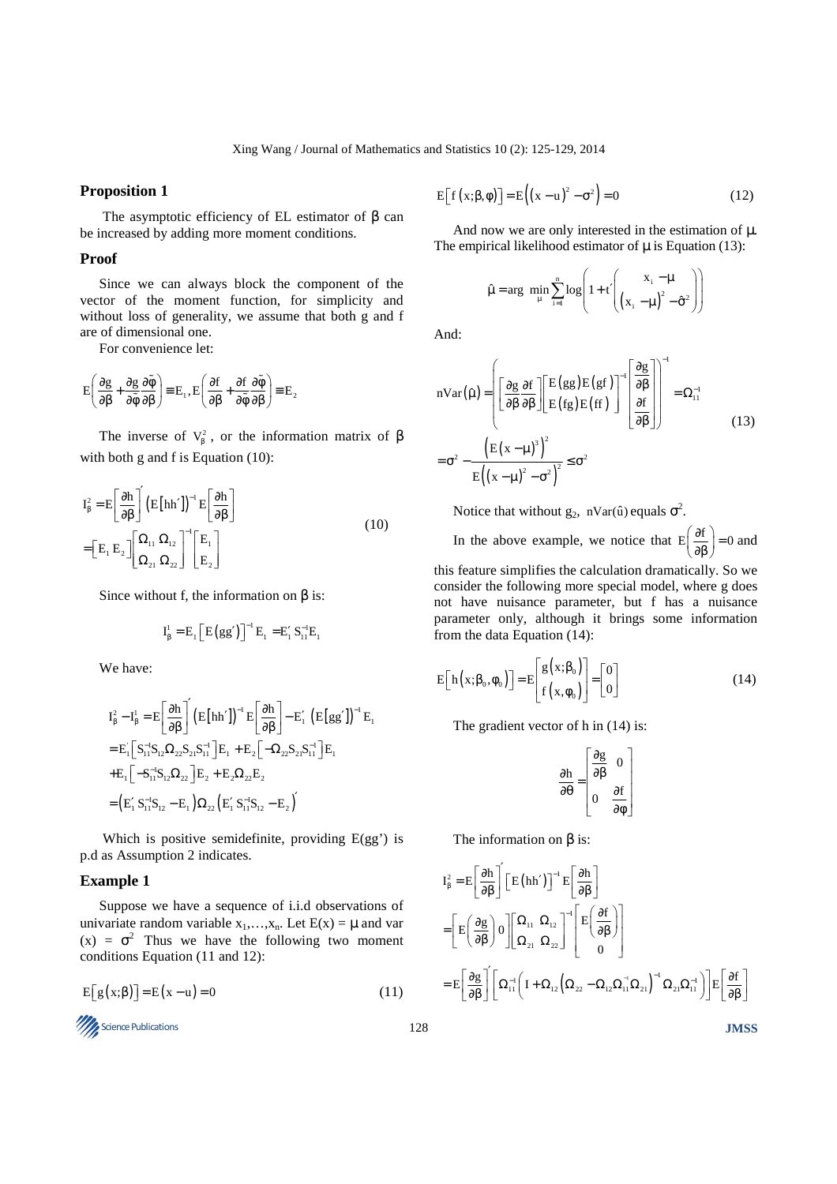### Proposition 1

The asymptotic efficiency of EL estimator of $\beta$ can be increased by adding more moment conditions.

### Proof

Since we can always block the component of the vector of the moment function, for simplicity and without loss of generality, we assume that both g and f are of dimensional one.

For convenience let:

$$E\left(\frac{\partial g}{\partial \beta}+\frac{\partial g}{\partial \tilde{\varphi}}\frac{\partial \tilde{\varphi}}{\partial \beta}\right)\equiv E_1, E\left(\frac{\partial f}{\partial \beta}+\frac{\partial f}{\partial \tilde{\varphi}}\frac{\partial \tilde{\varphi}}{\partial \beta}\right)\equiv E_2$$

The inverse of $V_\beta^2$, or the information matrix of $\beta$ with both g and f is Equation (10):

$$\begin{aligned} I_\beta^2 &= E\left[\frac{\partial h}{\partial \beta}\right]'\left(E[hh']\right)^{-1}E\left[\frac{\partial h}{\partial \beta}\right] \\ &= \left[E_1\ E_2\right]\begin{bmatrix}\Omega_{11} & \Omega_{12} \\ \Omega_{21} & \Omega_{22}\end{bmatrix}^{-1}\begin{bmatrix}E_1 \\ E_2\end{bmatrix} \end{aligned} \tag{10}$$

Since without f, the information on $\beta$ is:

$$I_\beta^1 = E_1\left[E(gg')\right]^{-1}E_1 = E_1' S_{11}^{-1}E_1$$

We have:

$$\begin{aligned} I_\beta^2 - I_\beta^1 &= E\left[\frac{\partial h}{\partial \beta}\right]'\left(E[hh']\right)^{-1}E\left[\frac{\partial h}{\partial \beta}\right] - E_1'\left(E[gg']\right)^{-1}E_1 \\ &= E_1'\left[S_{11}^{-1}S_{12}\Omega_{22}S_{21}S_{11}^{-1}\right]E_1 + E_2\left[-\Omega_{22}S_{21}S_{11}^{-1}\right]E_1 \\ &+ E_1\left[-S_{11}^{-1}S_{12}\Omega_{22}\right]E_2 + E_2\Omega_{22}E_2 \\ &= \left(E_1' S_{11}^{-1}S_{12} - E_1\right)\Omega_{22}\left(E_1' S_{11}^{-1}S_{12} - E_2\right)' \end{aligned}$$

Which is positive semidefinite, providing E(gg') is p.d as Assumption 2 indicates.

### Example 1

Suppose we have a sequence of i.i.d observations of univariate random variable $x_1,\ldots,x_n$. Let $E(x) = \mu$ and var $(x) = \sigma^2$ Thus we have the following two moment conditions Equation (11 and 12):

$$E\left[g(x;\beta)\right] = E(x-u) = 0 \tag{11}$$

$$E\left[f(x;\beta,\varphi)\right] = E\left((x-u)^2 - \sigma^2\right) = 0 \tag{12}$$

And now we are only interested in the estimation of $\mu$. The empirical likelihood estimator of $\mu$ is Equation (13):

$$\hat{\mu} = \arg\min_{\mu}\sum_{i=1}^{n}\log\left(1+t'\begin{pmatrix}x_i-\mu \\ (x_i-\mu)^2-\hat{\sigma}^2\end{pmatrix}\right)$$

And:

$$\begin{aligned} n\mathrm{Var}(\hat{\mu}) &= \left(\left[\frac{\partial g}{\partial \beta}\ \frac{\partial f}{\partial \beta}\right]\begin{bmatrix}E(gg) & E(gf) \\ E(fg) & E(ff)\end{bmatrix}^{-1}\begin{bmatrix}\frac{\partial g}{\partial \beta} \\ \frac{\partial f}{\partial \beta}\end{bmatrix}\right)^{-1} = \Omega_{11}^{-1} \\ &= \sigma^2 - \frac{\left(E(x-\mu)^3\right)^2}{E\left((x-\mu)^2-\sigma^2\right)^2} \le \sigma^2 \end{aligned} \tag{13}$$

Notice that without $g_2$, $n\mathrm{Var}(\hat{u})$ equals $\sigma^2$.

In the above example, we notice that $E\left(\frac{\partial f}{\partial \beta}\right)=0$ and this feature simplifies the calculation dramatically. So we consider the following more special model, where g does not have nuisance parameter, but f has a nuisance parameter only, although it brings some information from the data Equation (14):

$$E\left[h(x;\beta_0,\varphi_0)\right] = E\begin{bmatrix}g(x;\beta_0) \\ f(x,\varphi_0)\end{bmatrix} = \begin{bmatrix}0 \\ 0\end{bmatrix} \tag{14}$$

The gradient vector of h in (14) is:

$$\frac{\partial h}{\partial \theta} = \begin{bmatrix}\frac{\partial g}{\partial \beta} & 0 \\ 0 & \frac{\partial f}{\partial \varphi}\end{bmatrix}$$

The information on $\beta$ is:

$$\begin{aligned} I_\beta^2 &= E\left[\frac{\partial h}{\partial \beta}\right]'\left[E(hh')\right]^{-1}E\left[\frac{\partial h}{\partial \beta}\right] \\ &= \left[E\left(\frac{\partial g}{\partial \beta}\right)\ 0\right]\begin{bmatrix}\Omega_{11} & \Omega_{12} \\ \Omega_{21} & \Omega_{22}\end{bmatrix}^{-1}\begin{bmatrix}E\left(\frac{\partial f}{\partial \beta}\right) \\ 0\end{bmatrix} \\ &= E\left[\frac{\partial g}{\partial \beta}\right]'\left[\Omega_{11}^{-1}\left(I+\Omega_{12}\left(\Omega_{22}-\Omega_{12}\Omega_{11}^{-1}\Omega_{21}\right)^{-1}\Omega_{21}\Omega_{11}^{-1}\right)\right]E\left[\frac{\partial f}{\partial \beta}\right] \end{aligned}$$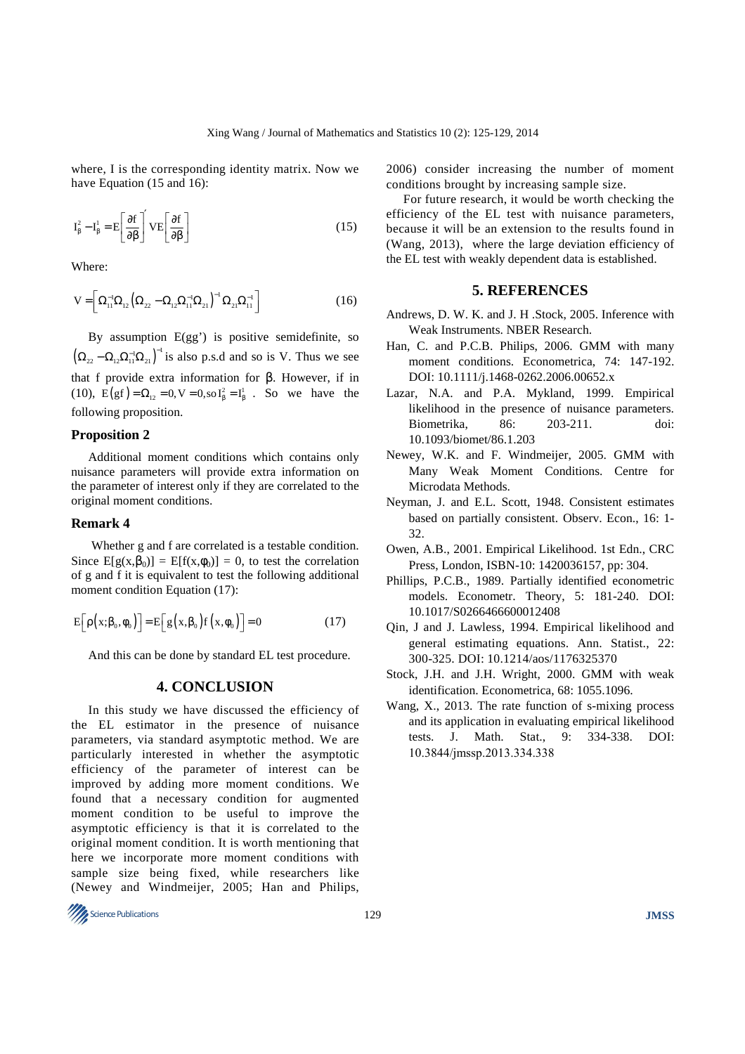where, I is the corresponding identity matrix. Now we have Equation (15 and 16):

$$I_\beta^2 - I_\beta^1 = E\left[\frac{\partial f}{\partial \beta}\right]' VE\left[\frac{\partial f}{\partial \beta}\right] \tag{15}$$

Where:

$$V = \left[\Omega_{11}^{-1}\Omega_{12}\left(\Omega_{22} - \Omega_{12}\Omega_{11}^{-1}\Omega_{21}\right)^{-1}\Omega_{21}\Omega_{11}^{-1}\right] \tag{16}$$

By assumption E(gg') is positive semidefinite, so $\left(\Omega_{22} - \Omega_{12}\Omega_{11}^{-1}\Omega_{21}\right)^{-1}$ is also p.s.d and so is V. Thus we see that f provide extra information for β. However, if in (10), $E(gf) = \Omega_{12} = 0, V = 0, \text{so } I_\beta^2 = I_\beta^1$. So we have the following proposition.

### Proposition 2

Additional moment conditions which contains only nuisance parameters will provide extra information on the parameter of interest only if they are correlated to the original moment conditions.

### Remark 4

Whether g and f are correlated is a testable condition. Since $E[g(x,\beta_0)] = E[f(x,\phi_0)] = 0$, to test the correlation of g and f it is equivalent to test the following additional moment condition Equation (17):

$$E\left[\rho\left(x;\beta_0,\phi_0\right)\right] = E\left[g\left(x,\beta_0\right)f\left(x,\phi_0\right)\right] = 0 \tag{17}$$

And this can be done by standard EL test procedure.

## 4. CONCLUSION

In this study we have discussed the efficiency of the EL estimator in the presence of nuisance parameters, via standard asymptotic method. We are particularly interested in whether the asymptotic efficiency of the parameter of interest can be improved by adding more moment conditions. We found that a necessary condition for augmented moment condition to be useful to improve the asymptotic efficiency is that it is correlated to the original moment condition. It is worth mentioning that here we incorporate more moment conditions with sample size being fixed, while researchers like (Newey and Windmeijer, 2005; Han and Philips, 2006) consider increasing the number of moment conditions brought by increasing sample size.

For future research, it would be worth checking the efficiency of the EL test with nuisance parameters, because it will be an extension to the results found in (Wang, 2013), where the large deviation efficiency of the EL test with weakly dependent data is established.

## 5. REFERENCES

Andrews, D. W. K. and J. H .Stock, 2005. Inference with Weak Instruments. NBER Research.

Han, C. and P.C.B. Philips, 2006. GMM with many moment conditions. Econometrica, 74: 147-192. DOI: 10.1111/j.1468-0262.2006.00652.x

Lazar, N.A. and P.A. Mykland, 1999. Empirical likelihood in the presence of nuisance parameters. Biometrika, 86: 203-211. doi: 10.1093/biomet/86.1.203

Newey, W.K. and F. Windmeijer, 2005. GMM with Many Weak Moment Conditions. Centre for Microdata Methods.

Neyman, J. and E.L. Scott, 1948. Consistent estimates based on partially consistent. Observ. Econ., 16: 1-32.

Owen, A.B., 2001. Empirical Likelihood. 1st Edn., CRC Press, London, ISBN-10: 1420036157, pp: 304.

Phillips, P.C.B., 1989. Partially identified econometric models. Econometr. Theory, 5: 181-240. DOI: 10.1017/S0266466600012408

Qin, J and J. Lawless, 1994. Empirical likelihood and general estimating equations. Ann. Statist., 22: 300-325. DOI: 10.1214/aos/1176325370

Stock, J.H. and J.H. Wright, 2000. GMM with weak identification. Econometrica, 68: 1055.1096.

Wang, X., 2013. The rate function of s-mixing process and its application in evaluating empirical likelihood tests. J. Math. Stat., 9: 334-338. DOI: 10.3844/jmssp.2013.334.338